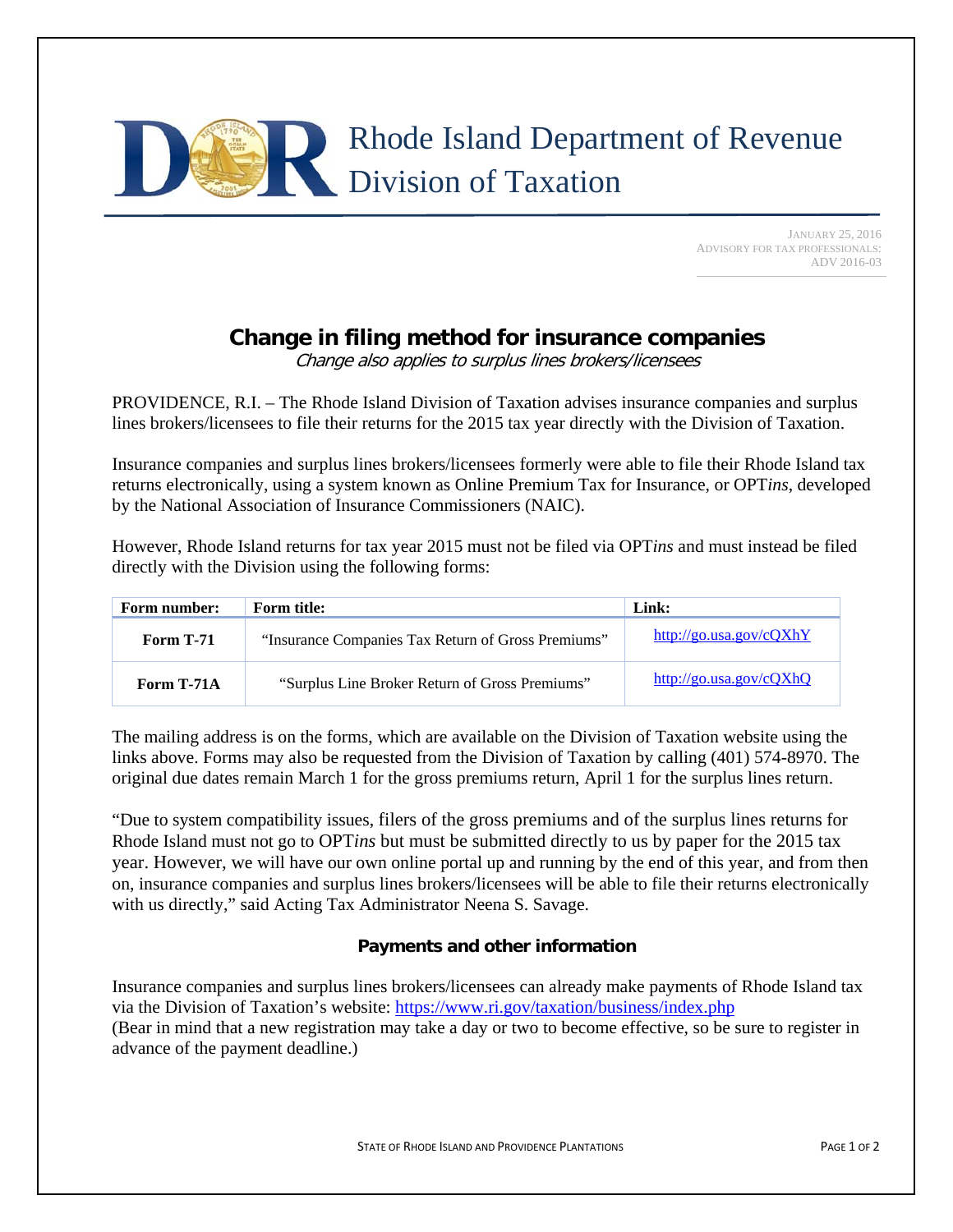Rhode Island Department of Revenue
Division of Taxation

JANUARY 25, 2016
ADVISORY FOR TAX PROFESSIONALS:
ADV 2016-03

# Change in filing method for insurance companies

*Change also applies to surplus lines brokers/licensees*

PROVIDENCE, R.I. – The Rhode Island Division of Taxation advises insurance companies and surplus lines brokers/licensees to file their returns for the 2015 tax year directly with the Division of Taxation.

Insurance companies and surplus lines brokers/licensees formerly were able to file their Rhode Island tax returns electronically, using a system known as Online Premium Tax for Insurance, or OPT*ins*, developed by the National Association of Insurance Commissioners (NAIC).

However, Rhode Island returns for tax year 2015 must not be filed via OPT*ins* and must instead be filed directly with the Division using the following forms:

| Form number: | Form title: | Link: |
|---|---|---|
| **Form T-71** | "Insurance Companies Tax Return of Gross Premiums" | http://go.usa.gov/cQXhY |
| **Form T-71A** | "Surplus Line Broker Return of Gross Premiums" | http://go.usa.gov/cQXhQ |

The mailing address is on the forms, which are available on the Division of Taxation website using the links above. Forms may also be requested from the Division of Taxation by calling (401) 574-8970. The original due dates remain March 1 for the gross premiums return, April 1 for the surplus lines return.

"Due to system compatibility issues, filers of the gross premiums and of the surplus lines returns for Rhode Island must not go to OPT*ins* but must be submitted directly to us by paper for the 2015 tax year. However, we will have our own online portal up and running by the end of this year, and from then on, insurance companies and surplus lines brokers/licensees will be able to file their returns electronically with us directly," said Acting Tax Administrator Neena S. Savage.

### Payments and other information

Insurance companies and surplus lines brokers/licensees can already make payments of Rhode Island tax via the Division of Taxation's website: https://www.ri.gov/taxation/business/index.php
(Bear in mind that a new registration may take a day or two to become effective, so be sure to register in advance of the payment deadline.)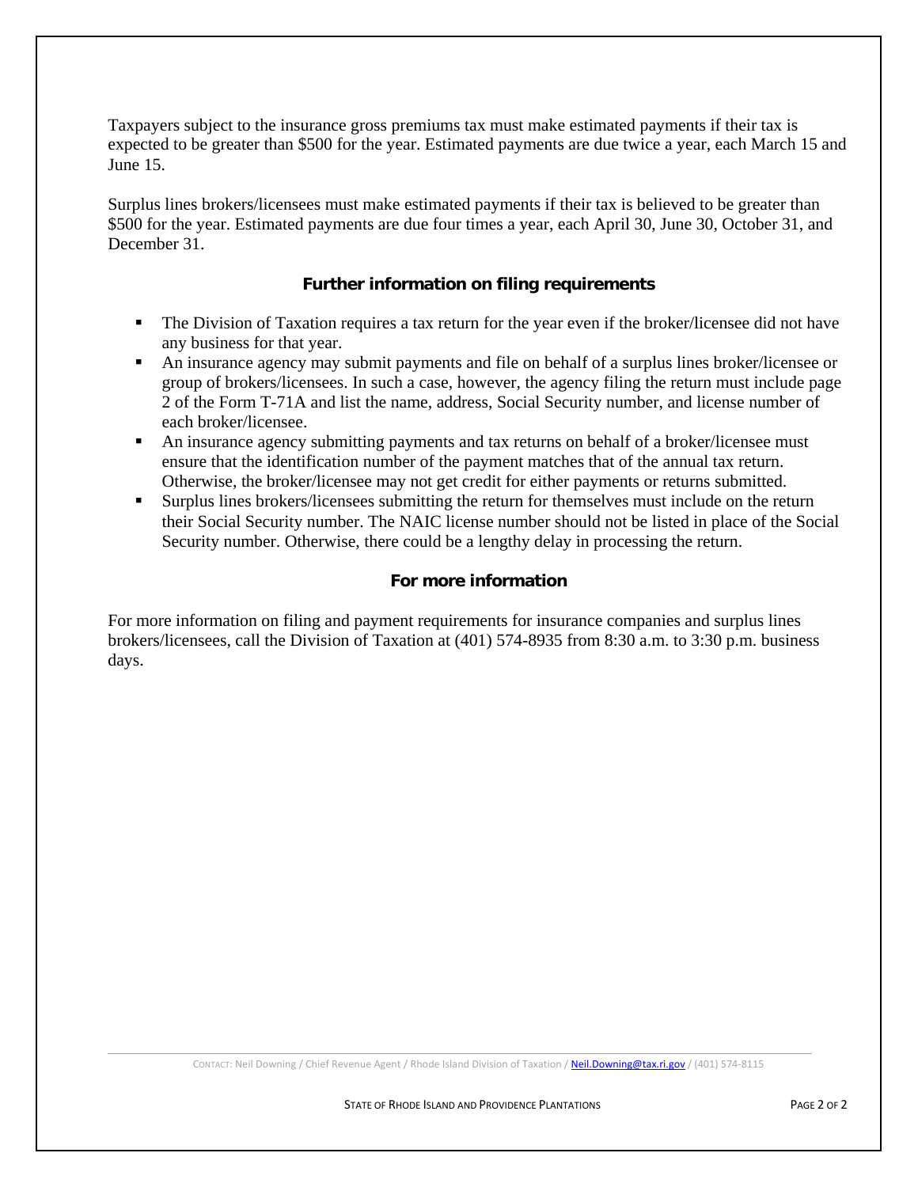Taxpayers subject to the insurance gross premiums tax must make estimated payments if their tax is expected to be greater than $500 for the year. Estimated payments are due twice a year, each March 15 and June 15.

Surplus lines brokers/licensees must make estimated payments if their tax is believed to be greater than $500 for the year. Estimated payments are due four times a year, each April 30, June 30, October 31, and December 31.

## Further information on filing requirements

- The Division of Taxation requires a tax return for the year even if the broker/licensee did not have any business for that year.
- An insurance agency may submit payments and file on behalf of a surplus lines broker/licensee or group of brokers/licensees. In such a case, however, the agency filing the return must include page 2 of the Form T-71A and list the name, address, Social Security number, and license number of each broker/licensee.
- An insurance agency submitting payments and tax returns on behalf of a broker/licensee must ensure that the identification number of the payment matches that of the annual tax return. Otherwise, the broker/licensee may not get credit for either payments or returns submitted.
- Surplus lines brokers/licensees submitting the return for themselves must include on the return their Social Security number. The NAIC license number should not be listed in place of the Social Security number. Otherwise, there could be a lengthy delay in processing the return.

## For more information

For more information on filing and payment requirements for insurance companies and surplus lines brokers/licensees, call the Division of Taxation at (401) 574-8935 from 8:30 a.m. to 3:30 p.m. business days.

CONTACT: Neil Downing / Chief Revenue Agent / Rhode Island Division of Taxation / Neil.Downing@tax.ri.gov / (401) 574-8115